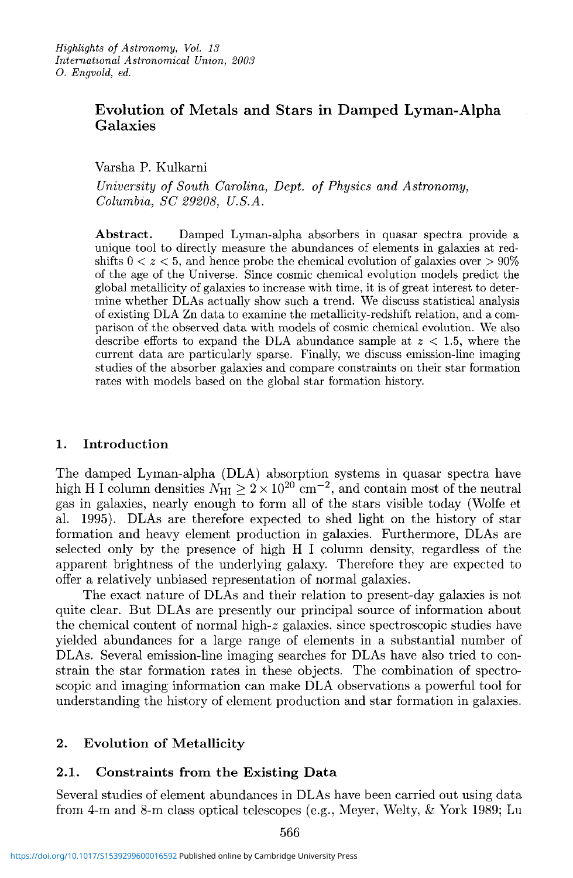# Evolution of Metals and Stars in Damped Lyman-Alpha Galaxies

Varsha P. Kulkarni

*University of South Carolina, Dept. of Physics and Astronomy, Columbia, SC 29208, U.S.A.*

**Abstract.** Damped Lyman-alpha absorbers in quasar spectra provide a unique tool to directly measure the abundances of elements in galaxies at redshifts $0 < z < 5$, and hence probe the chemical evolution of galaxies over $> 90\%$ of the age of the Universe. Since cosmic chemical evolution models predict the global metallicity of galaxies to increase with time, it is of great interest to determine whether DLAs actually show such a trend. We discuss statistical analysis of existing DLA Zn data to examine the metallicity-redshift relation, and a comparison of the observed data with models of cosmic chemical evolution. We also describe efforts to expand the DLA abundance sample at $z < 1.5$, where the current data are particularly sparse. Finally, we discuss emission-line imaging studies of the absorber galaxies and compare constraints on their star formation rates with models based on the global star formation history.

## 1. Introduction

The damped Lyman-alpha (DLA) absorption systems in quasar spectra have high H I column densities $N_{\rm HI} \geq 2 \times 10^{20}$ cm$^{-2}$, and contain most of the neutral gas in galaxies, nearly enough to form all of the stars visible today (Wolfe et al. 1995). DLAs are therefore expected to shed light on the history of star formation and heavy element production in galaxies. Furthermore, DLAs are selected only by the presence of high H I column density, regardless of the apparent brightness of the underlying galaxy. Therefore they are expected to offer a relatively unbiased representation of normal galaxies.

The exact nature of DLAs and their relation to present-day galaxies is not quite clear. But DLAs are presently our principal source of information about the chemical content of normal high-$z$ galaxies, since spectroscopic studies have yielded abundances for a large range of elements in a substantial number of DLAs. Several emission-line imaging searches for DLAs have also tried to constrain the star formation rates in these objects. The combination of spectroscopic and imaging information can make DLA observations a powerful tool for understanding the history of element production and star formation in galaxies.

## 2. Evolution of Metallicity

### 2.1. Constraints from the Existing Data

Several studies of element abundances in DLAs have been carried out using data from 4-m and 8-m class optical telescopes (e.g., Meyer, Welty, & York 1989; Lu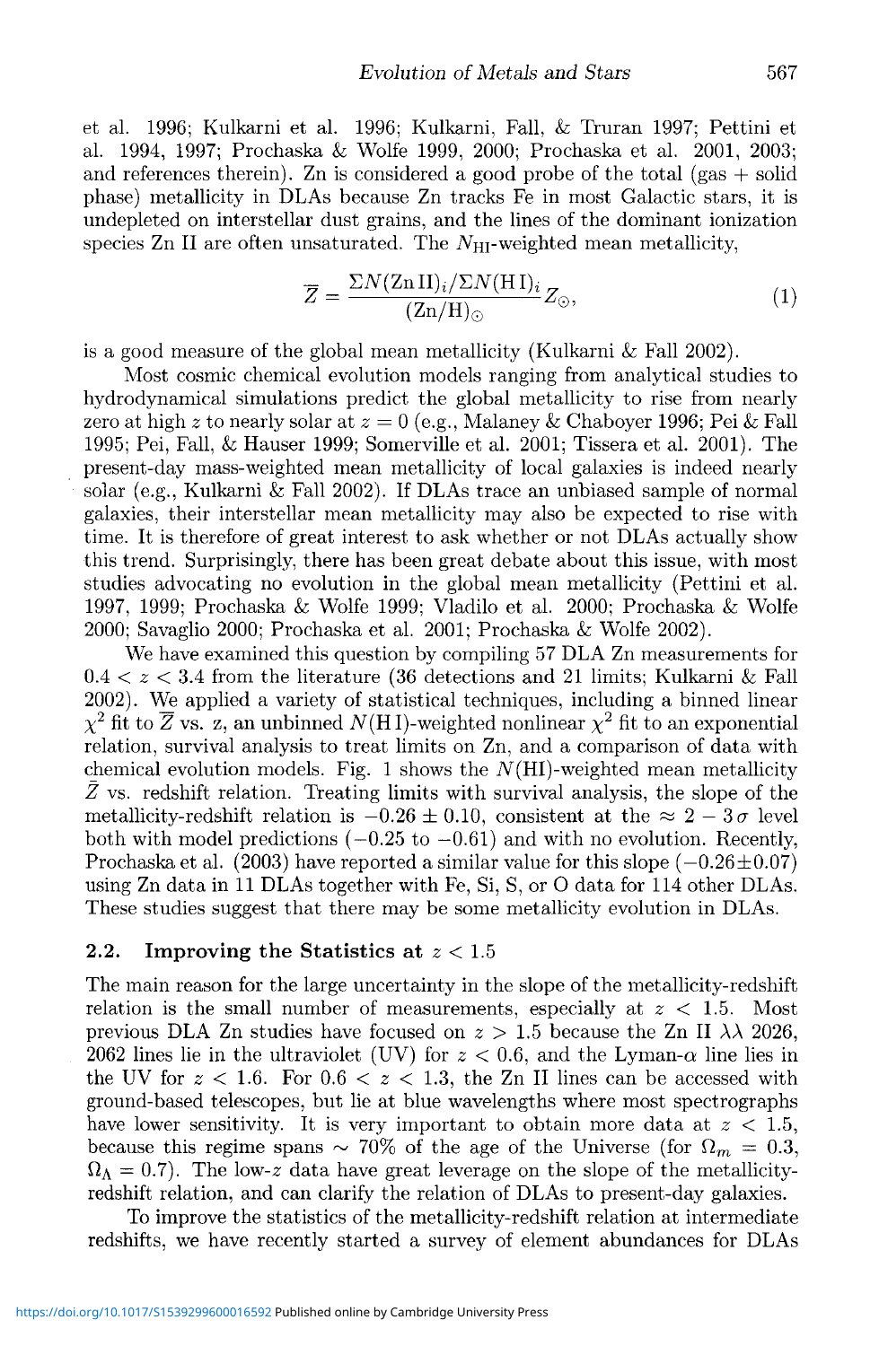et al. 1996; Kulkarni et al. 1996; Kulkarni, Fall, & Truran 1997; Pettini et al. 1994, 1997; Prochaska & Wolfe 1999, 2000; Prochaska et al. 2001, 2003; and references therein). Zn is considered a good probe of the total (gas + solid phase) metallicity in DLAs because Zn tracks Fe in most Galactic stars, it is undepleted on interstellar dust grains, and the lines of the dominant ionization species Zn II are often unsaturated. The $N_{\rm HI}$-weighted mean metallicity,

$$\overline{Z} = \frac{\Sigma N(\text{Zn II})_i / \Sigma N(\text{H I})_i}{(\text{Zn/H})_\odot} Z_\odot, \tag{1}$$

is a good measure of the global mean metallicity (Kulkarni & Fall 2002).

Most cosmic chemical evolution models ranging from analytical studies to hydrodynamical simulations predict the global metallicity to rise from nearly zero at high $z$ to nearly solar at $z = 0$ (e.g., Malaney & Chaboyer 1996; Pei & Fall 1995; Pei, Fall, & Hauser 1999; Somerville et al. 2001; Tissera et al. 2001). The present-day mass-weighted mean metallicity of local galaxies is indeed nearly solar (e.g., Kulkarni & Fall 2002). If DLAs trace an unbiased sample of normal galaxies, their interstellar mean metallicity may also be expected to rise with time. It is therefore of great interest to ask whether or not DLAs actually show this trend. Surprisingly, there has been great debate about this issue, with most studies advocating no evolution in the global mean metallicity (Pettini et al. 1997, 1999; Prochaska & Wolfe 1999; Vladilo et al. 2000; Prochaska & Wolfe 2000; Savaglio 2000; Prochaska et al. 2001; Prochaska & Wolfe 2002).

We have examined this question by compiling 57 DLA Zn measurements for $0.4 < z < 3.4$ from the literature (36 detections and 21 limits; Kulkarni & Fall 2002). We applied a variety of statistical techniques, including a binned linear $\chi^2$ fit to $\overline{Z}$ vs. z, an unbinned $N(\text{H I})$-weighted nonlinear $\chi^2$ fit to an exponential relation, survival analysis to treat limits on Zn, and a comparison of data with chemical evolution models. Fig. 1 shows the $N(\text{HI})$-weighted mean metallicity $\bar{Z}$ vs. redshift relation. Treating limits with survival analysis, the slope of the metallicity-redshift relation is $-0.26 \pm 0.10$, consistent at the $\approx 2 - 3\,\sigma$ level both with model predictions ($-0.25$ to $-0.61$) and with no evolution. Recently, Prochaska et al. (2003) have reported a similar value for this slope ($-0.26 \pm 0.07$) using Zn data in 11 DLAs together with Fe, Si, S, or O data for 114 other DLAs. These studies suggest that there may be some metallicity evolution in DLAs.

### 2.2. Improving the Statistics at $z < 1.5$

The main reason for the large uncertainty in the slope of the metallicity-redshift relation is the small number of measurements, especially at $z < 1.5$. Most previous DLA Zn studies have focused on $z > 1.5$ because the Zn II $\lambda\lambda$ 2026, 2062 lines lie in the ultraviolet (UV) for $z < 0.6$, and the Lyman-$\alpha$ line lies in the UV for $z < 1.6$. For $0.6 < z < 1.3$, the Zn II lines can be accessed with ground-based telescopes, but lie at blue wavelengths where most spectrographs have lower sensitivity. It is very important to obtain more data at $z < 1.5$, because this regime spans $\sim$ 70% of the age of the Universe (for $\Omega_m = 0.3$, $\Omega_\Lambda = 0.7$). The low-$z$ data have great leverage on the slope of the metallicity-redshift relation, and can clarify the relation of DLAs to present-day galaxies.

To improve the statistics of the metallicity-redshift relation at intermediate redshifts, we have recently started a survey of element abundances for DLAs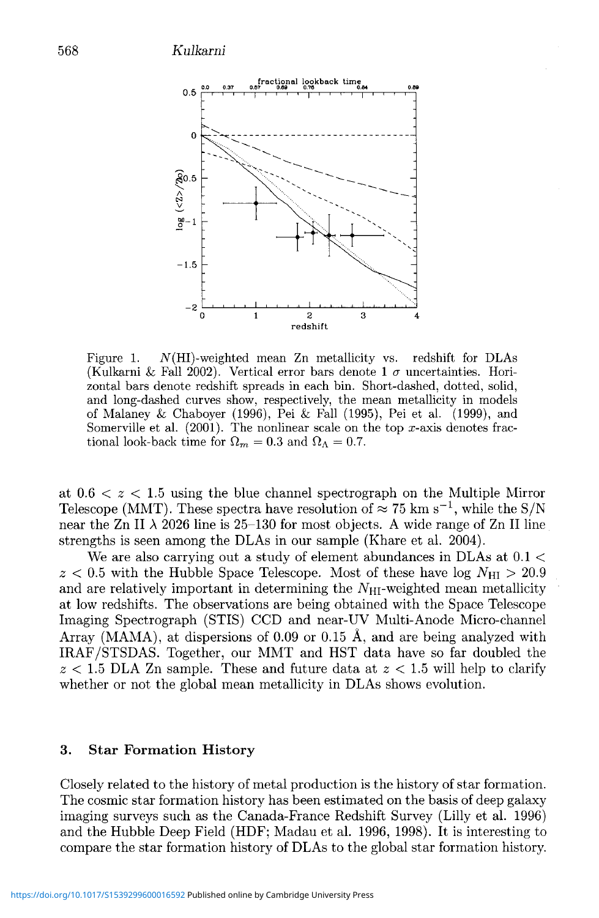Figure 1. $N$(HI)-weighted mean Zn metallicity vs. redshift for DLAs (Kulkarni & Fall 2002). Vertical error bars denote 1 $\sigma$ uncertainties. Horizontal bars denote redshift spreads in each bin. Short-dashed, dotted, solid, and long-dashed curves show, respectively, the mean metallicity in models of Malaney & Chaboyer (1996), Pei & Fall (1995), Pei et al. (1999), and Somerville et al. (2001). The nonlinear scale on the top $x$-axis denotes fractional look-back time for $\Omega_m = 0.3$ and $\Omega_\Lambda = 0.7$.

at $0.6 < z < 1.5$ using the blue channel spectrograph on the Multiple Mirror Telescope (MMT). These spectra have resolution of $\approx 75$ km s$^{-1}$, while the S/N near the Zn II $\lambda$ 2026 line is 25–130 for most objects. A wide range of Zn II line strengths is seen among the DLAs in our sample (Khare et al. 2004).

We are also carrying out a study of element abundances in DLAs at $0.1 < z < 0.5$ with the Hubble Space Telescope. Most of these have log $N_{\rm HI} > 20.9$ and are relatively important in determining the $N_{\rm HI}$-weighted mean metallicity at low redshifts. The observations are being obtained with the Space Telescope Imaging Spectrograph (STIS) CCD and near-UV Multi-Anode Micro-channel Array (MAMA), at dispersions of 0.09 or 0.15 Å, and are being analyzed with IRAF/STSDAS. Together, our MMT and HST data have so far doubled the $z < 1.5$ DLA Zn sample. These and future data at $z < 1.5$ will help to clarify whether or not the global mean metallicity in DLAs shows evolution.

## 3. Star Formation History

Closely related to the history of metal production is the history of star formation. The cosmic star formation history has been estimated on the basis of deep galaxy imaging surveys such as the Canada-France Redshift Survey (Lilly et al. 1996) and the Hubble Deep Field (HDF; Madau et al. 1996, 1998). It is interesting to compare the star formation history of DLAs to the global star formation history.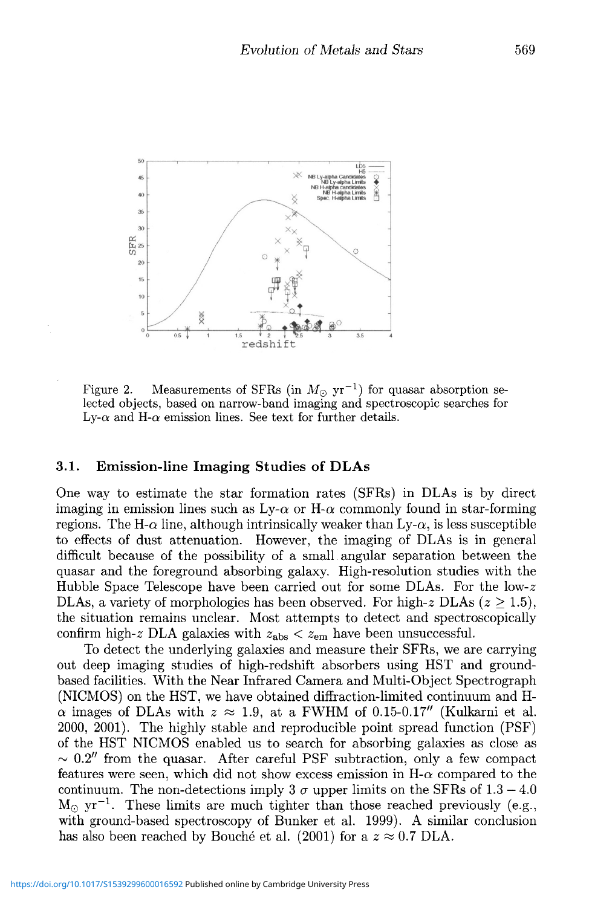Figure 2. Measurements of SFRs (in $M_{\odot}$ yr$^{-1}$) for quasar absorption selected objects, based on narrow-band imaging and spectroscopic searches for Ly-$\alpha$ and H-$\alpha$ emission lines. See text for further details.

### 3.1. Emission-line Imaging Studies of DLAs

One way to estimate the star formation rates (SFRs) in DLAs is by direct imaging in emission lines such as Ly-$\alpha$ or H-$\alpha$ commonly found in star-forming regions. The H-$\alpha$ line, although intrinsically weaker than Ly-$\alpha$, is less susceptible to effects of dust attenuation. However, the imaging of DLAs is in general difficult because of the possibility of a small angular separation between the quasar and the foreground absorbing galaxy. High-resolution studies with the Hubble Space Telescope have been carried out for some DLAs. For the low-$z$ DLAs, a variety of morphologies has been observed. For high-$z$ DLAs ($z \geq 1.5$), the situation remains unclear. Most attempts to detect and spectroscopically confirm high-$z$ DLA galaxies with $z_{\rm abs} < z_{\rm em}$ have been unsuccessful.

To detect the underlying galaxies and measure their SFRs, we are carrying out deep imaging studies of high-redshift absorbers using HST and ground-based facilities. With the Near Infrared Camera and Multi-Object Spectrograph (NICMOS) on the HST, we have obtained diffraction-limited continuum and H-$\alpha$ images of DLAs with $z \approx 1.9$, at a FWHM of 0.15-0.17″ (Kulkarni et al. 2000, 2001). The highly stable and reproducible point spread function (PSF) of the HST NICMOS enabled us to search for absorbing galaxies as close as $\sim 0.2''$ from the quasar. After careful PSF subtraction, only a few compact features were seen, which did not show excess emission in H-$\alpha$ compared to the continuum. The non-detections imply 3 $\sigma$ upper limits on the SFRs of $1.3 - 4.0$ $M_{\odot}$ yr$^{-1}$. These limits are much tighter than those reached previously (e.g., with ground-based spectroscopy of Bunker et al. 1999). A similar conclusion has also been reached by Bouché et al. (2001) for a $z \approx 0.7$ DLA.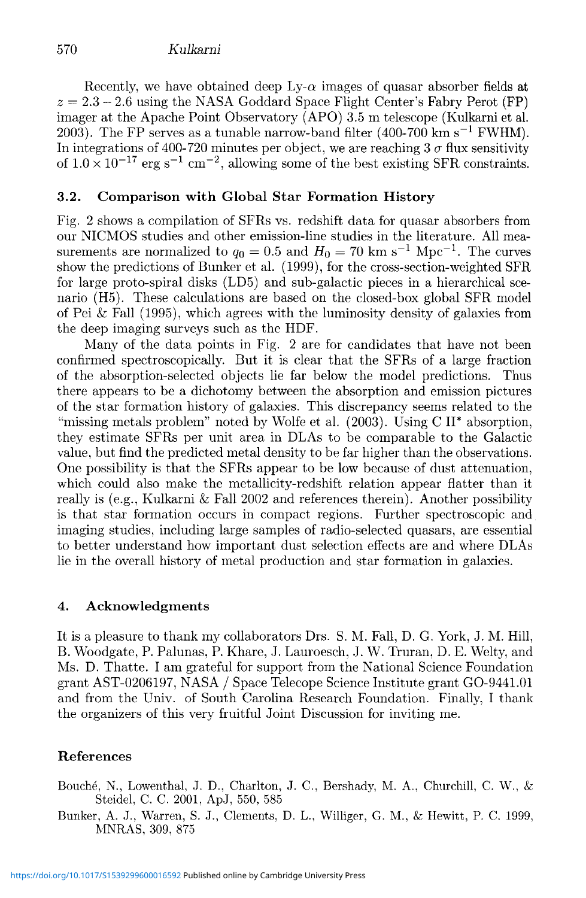Recently, we have obtained deep Ly-$\alpha$ images of quasar absorber fields at $z = 2.3 - 2.6$ using the NASA Goddard Space Flight Center's Fabry Perot (FP) imager at the Apache Point Observatory (APO) 3.5 m telescope (Kulkarni et al. 2003). The FP serves as a tunable narrow-band filter (400-700 km s$^{-1}$ FWHM). In integrations of 400-720 minutes per object, we are reaching 3 $\sigma$ flux sensitivity of $1.0 \times 10^{-17}$ erg s$^{-1}$ cm$^{-2}$, allowing some of the best existing SFR constraints.

### 3.2. Comparison with Global Star Formation History

Fig. 2 shows a compilation of SFRs vs. redshift data for quasar absorbers from our NICMOS studies and other emission-line studies in the literature. All measurements are normalized to $q_0 = 0.5$ and $H_0 = 70$ km s$^{-1}$ Mpc$^{-1}$. The curves show the predictions of Bunker et al. (1999), for the cross-section-weighted SFR for large proto-spiral disks (LD5) and sub-galactic pieces in a hierarchical scenario (H5). These calculations are based on the closed-box global SFR model of Pei & Fall (1995), which agrees with the luminosity density of galaxies from the deep imaging surveys such as the HDF.

Many of the data points in Fig. 2 are for candidates that have not been confirmed spectroscopically. But it is clear that the SFRs of a large fraction of the absorption-selected objects lie far below the model predictions. Thus there appears to be a dichotomy between the absorption and emission pictures of the star formation history of galaxies. This discrepancy seems related to the "missing metals problem" noted by Wolfe et al. (2003). Using C II* absorption, they estimate SFRs per unit area in DLAs to be comparable to the Galactic value, but find the predicted metal density to be far higher than the observations. One possibility is that the SFRs appear to be low because of dust attenuation, which could also make the metallicity-redshift relation appear flatter than it really is (e.g., Kulkarni & Fall 2002 and references therein). Another possibility is that star formation occurs in compact regions. Further spectroscopic and imaging studies, including large samples of radio-selected quasars, are essential to better understand how important dust selection effects are and where DLAs lie in the overall history of metal production and star formation in galaxies.

## 4. Acknowledgments

It is a pleasure to thank my collaborators Drs. S. M. Fall, D. G. York, J. M. Hill, B. Woodgate, P. Palunas, P. Khare, J. Lauroesch, J. W. Truran, D. E. Welty, and Ms. D. Thatte. I am grateful for support from the National Science Foundation grant AST-0206197, NASA / Space Telecope Science Institute grant GO-9441.01 and from the Univ. of South Carolina Research Foundation. Finally, I thank the organizers of this very fruitful Joint Discussion for inviting me.

## References

Bouché, N., Lowenthal, J. D., Charlton, J. C., Bershady, M. A., Churchill, C. W., & Steidel, C. C. 2001, ApJ, 550, 585

Bunker, A. J., Warren, S. J., Clements, D. L., Williger, G. M., & Hewitt, P. C. 1999, MNRAS, 309, 875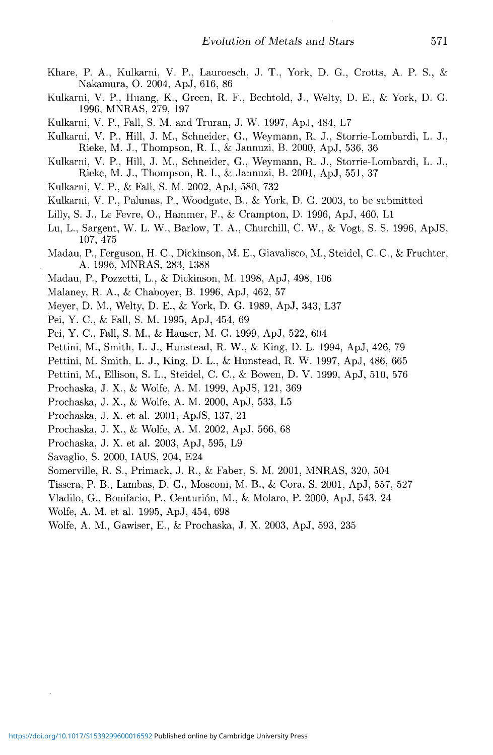Khare, P. A., Kulkarni, V. P., Lauroesch, J. T., York, D. G., Crotts, A. P. S., & Nakamura, O. 2004, ApJ, 616, 86

Kulkarni, V. P., Huang, K., Green, R. F., Bechtold, J., Welty, D. E., & York, D. G. 1996, MNRAS, 279, 197

Kulkarni, V. P., Fall, S. M. and Truran, J. W. 1997, ApJ, 484, L7

Kulkarni, V. P., Hill, J. M., Schneider, G., Weymann, R. J., Storrie-Lombardi, L. J., Rieke, M. J., Thompson, R. I., & Jannuzi, B. 2000, ApJ, 536, 36

Kulkarni, V. P., Hill, J. M., Schneider, G., Weymann, R. J., Storrie-Lombardi, L. J., Rieke, M. J., Thompson, R. I., & Jannuzi, B. 2001, ApJ, 551, 37

Kulkarni, V. P., & Fall, S. M. 2002, ApJ, 580, 732

Kulkarni, V. P., Palunas, P., Woodgate, B., & York, D. G. 2003, to be submitted

Lilly, S. J., Le Fevre, O., Hammer, F., & Crampton, D. 1996, ApJ, 460, L1

Lu, L., Sargent, W. L. W., Barlow, T. A., Churchill, C. W., & Vogt, S. S. 1996, ApJS, 107, 475

Madau, P., Ferguson, H. C., Dickinson, M. E., Giavalisco, M., Steidel, C. C., & Fruchter, A. 1996, MNRAS, 283, 1388

Madau, P., Pozzetti, L., & Dickinson, M. 1998, ApJ, 498, 106

Malaney, R. A., & Chaboyer, B. 1996, ApJ, 462, 57

Meyer, D. M., Welty, D. E., & York, D. G. 1989, ApJ, 343, L37

Pei, Y. C., & Fall, S. M. 1995, ApJ, 454, 69

Pei, Y. C., Fall, S. M., & Hauser, M. G. 1999, ApJ, 522, 604

Pettini, M., Smith, L. J., Hunstead, R. W., & King, D. L. 1994, ApJ, 426, 79

Pettini, M. Smith, L. J., King, D. L., & Hunstead, R. W. 1997, ApJ, 486, 665

Pettini, M., Ellison, S. L., Steidel, C. C., & Bowen, D. V. 1999, ApJ, 510, 576

Prochaska, J. X., & Wolfe, A. M. 1999, ApJS, 121, 369

Prochaska, J. X., & Wolfe, A. M. 2000, ApJ, 533, L5

Prochaska, J. X. et al. 2001, ApJS, 137, 21

Prochaska, J. X., & Wolfe, A. M. 2002, ApJ, 566, 68

Prochaska, J. X. et al. 2003, ApJ, 595, L9

Savaglio, S. 2000, IAUS, 204, E24

Somerville, R. S., Primack, J. R., & Faber, S. M. 2001, MNRAS, 320, 504

Tissera, P. B., Lambas, D. G., Mosconi, M. B., & Cora, S. 2001, ApJ, 557, 527

Vladilo, G., Bonifacio, P., Centurión, M., & Molaro, P. 2000, ApJ, 543, 24

Wolfe, A. M. et al. 1995, ApJ, 454, 698

Wolfe, A. M., Gawiser, E., & Prochaska, J. X. 2003, ApJ, 593, 235